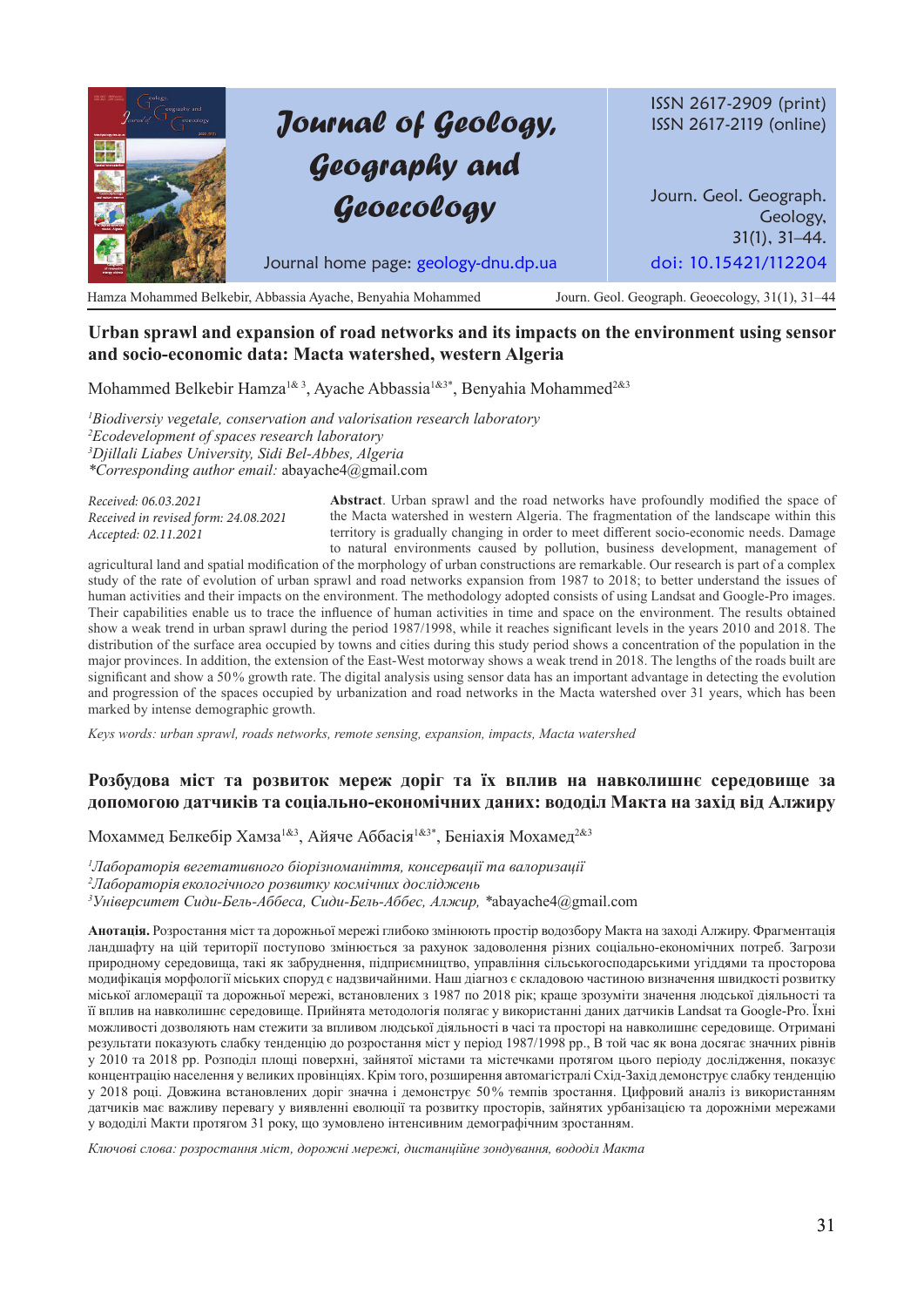# Urban sprawl and expansion of road networks and its impacts on the environment using sensor and socio-economic data: Macta watershed, western Algeria

Mohammed Belkebir Hamza[1& 3], Ayache Abbassia[1&3*], Benyahia Mohammed[2&3]

*[1]Biodiversiy vegetale, conservation and valorisation research laboratory*
*[2]Ecodevelopment of spaces research laboratory*
*[3]Djillali Liabes University, Sidi Bel-Abbes, Algeria*
**Corresponding author email:* abayache4@gmail.com

*Received: 06.03.2021*
*Received in revised form: 24.08.2021*
*Accepted: 02.11.2021*

**Abstract**. Urban sprawl and the road networks have profoundly modified the space of the Macta watershed in western Algeria. The fragmentation of the landscape within this territory is gradually changing in order to meet different socio-economic needs. Damage to natural environments caused by pollution, business development, management of agricultural land and spatial modification of the morphology of urban constructions are remarkable. Our research is part of a complex study of the rate of evolution of urban sprawl and road networks expansion from 1987 to 2018; to better understand the issues of human activities and their impacts on the environment. The methodology adopted consists of using Landsat and Google-Pro images. Their capabilities enable us to trace the influence of human activities in time and space on the environment. The results obtained show a weak trend in urban sprawl during the period 1987/1998, while it reaches significant levels in the years 2010 and 2018. The distribution of the surface area occupied by towns and cities during this study period shows a concentration of the population in the major provinces. In addition, the extension of the East-West motorway shows a weak trend in 2018. The lengths of the roads built are significant and show a 50% growth rate. The digital analysis using sensor data has an important advantage in detecting the evolution and progression of the spaces occupied by urbanization and road networks in the Macta watershed over 31 years, which has been marked by intense demographic growth.

*Keys words: urban sprawl, roads networks, remote sensing, expansion, impacts, Macta watershed*

# Розбудова міст та розвиток мереж доріг та їх вплив на навколишнє середовище за допомогою датчиків та соціально-економічних даних: вододіл Макта на захід від Алжиру

Мохаммед Белкебір Хамза[1&3], Айяче Аббасія[1&3*], Беніахія Мохамед[2&3]

*[1]Лабораторія вегетативного біорізноманіття, консервації та валоризації*
*[2]Лабораторія екологічного розвитку космічних досліджень*
*[3]Університет Сиди-Бель-Аббеса, Сиди-Бель-Аббес, Алжир,* *abayache4@gmail.com

**Анотація.** Розростання міст та дорожньої мережі глибоко змінюють простір водозбору Макта на заході Алжиру. Фрагментація ландшафту на цій території поступово змінюється за рахунок задоволення різних соціально-економічних потреб. Загрози природному середовища, такі як забруднення, підприємництво, управління сільськогосподарськими угіддями та просторова модифікація морфології міських споруд є надзвичайними. Наш діагноз є складовою частиною визначення швидкості розвитку міської агломерації та дорожньої мережі, встановлених з 1987 по 2018 рік; краще зрозуміти значення людської діяльності та її вплив на навколишнє середовище. Прийнята методологія полягає у використанні даних датчиків Landsat та Google-Pro. Їхні можливості дозволяють нам стежити за впливом людської діяльності в часі та просторі на навколишнє середовище. Отримані результати показують слабку тенденцію до розростання міст у період 1987/1998 рр., В той час як вона досягає значних рівнів у 2010 та 2018 рр. Розподіл площі поверхні, зайнятої містами та містечками протягом цього періоду дослідження, показує концентрацію населення у великих провінціях. Крім того, розширення автомагістралі Схід-Захід демонструє слабку тенденцію у 2018 році. Довжина встановлених доріг значна і демонструє 50% темпів зростання. Цифровий аналіз із використанням датчиків має важливу перевагу у виявленні еволюції та розвитку просторів, зайнятих урбанізацією та дорожніми мережами у вододілі Макти протягом 31 року, що зумовлено інтенсивним демографічним зростанням.

*Ключові слова: розростання міст, дорожні мережі, дистанційне зондування, вододіл Макта*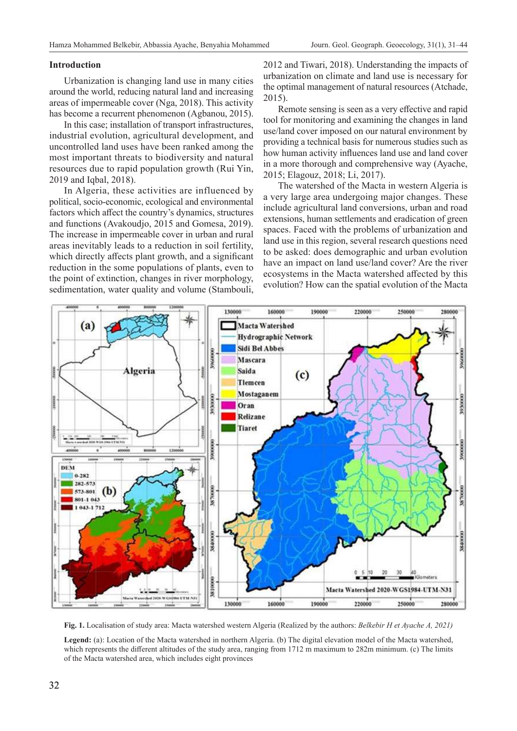## Introduction

Urbanization is changing land use in many cities around the world, reducing natural land and increasing areas of impermeable cover (Nga, 2018). This activity has become a recurrent phenomenon (Agbanou, 2015).

In this case; installation of transport infrastructures, industrial evolution, agricultural development, and uncontrolled land uses have been ranked among the most important threats to biodiversity and natural resources due to rapid population growth (Rui Yin, 2019 and Iqbal, 2018).

In Algeria, these activities are influenced by political, socio-economic, ecological and environmental factors which affect the country's dynamics, structures and functions (Avakoudjo, 2015 and Gomesa, 2019). The increase in impermeable cover in urban and rural areas inevitably leads to a reduction in soil fertility, which directly affects plant growth, and a significant reduction in the some populations of plants, even to the point of extinction, changes in river morphology, sedimentation, water quality and volume (Stambouli, 2012 and Tiwari, 2018). Understanding the impacts of urbanization on climate and land use is necessary for the optimal management of natural resources (Atchade, 2015).

Remote sensing is seen as a very effective and rapid tool for monitoring and examining the changes in land use/land cover imposed on our natural environment by providing a technical basis for numerous studies such as how human activity influences land use and land cover in a more thorough and comprehensive way (Ayache, 2015; Elagouz, 2018; Li, 2017).

The watershed of the Macta in western Algeria is a very large area undergoing major changes. These include agricultural land conversions, urban and road extensions, human settlements and eradication of green spaces. Faced with the problems of urbanization and land use in this region, several research questions need to be asked: does demographic and urban evolution have an impact on land use/land cover? Are the river ecosystems in the Macta watershed affected by this evolution? How can the spatial evolution of the Macta

**Fig. 1.** Localisation of study area: Macta watershed western Algeria (Realized by the authors: *Belkebir H et Ayache A, 2021)*

**Legend:** (a): Location of the Macta watershed in northern Algeria. (b) The digital elevation model of the Macta watershed, which represents the different altitudes of the study area, ranging from 1712 m maximum to 282m minimum. (c) The limits of the Macta watershed area, which includes eight provinces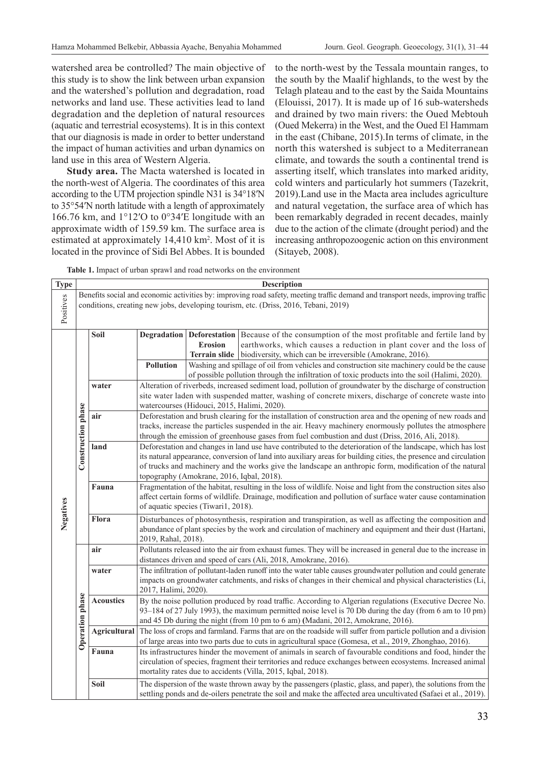watershed area be controlled? The main objective of this study is to show the link between urban expansion and the watershed's pollution and degradation, road networks and land use. These activities lead to land degradation and the depletion of natural resources (aquatic and terrestrial ecosystems). It is in this context that our diagnosis is made in order to better understand the impact of human activities and urban dynamics on land use in this area of Western Algeria.

**Study area.** The Macta watershed is located in the north-west of Algeria. The coordinates of this area according to the UTM projection spindle N31 is 34°18′N to 35°54′N north latitude with a length of approximately 166.76 km, and 1°12′O to 0°34′E longitude with an approximate width of 159.59 km. The surface area is estimated at approximately 14,410 km². Most of it is located in the province of Sidi Bel Abbes. It is bounded to the north-west by the Tessala mountain ranges, to the south by the Maalif highlands, to the west by the Telagh plateau and to the east by the Saida Mountains (Elouissi, 2017). It is made up of 16 sub-watersheds and drained by two main rivers: the Oued Mebtouh (Oued Mekerra) in the West, and the Oued El Hammam in the east (Chibane, 2015).In terms of climate, in the north this watershed is subject to a Mediterranean climate, and towards the south a continental trend is asserting itself, which translates into marked aridity, cold winters and particularly hot summers (Tazekrit, 2019).Land use in the Macta area includes agriculture and natural vegetation, the surface area of which has been remarkably degraded in recent decades, mainly due to the action of the climate (drought period) and the increasing anthropozoogenic action on this environment (Sitayeb, 2008).

**Table 1.** Impact of urban sprawl and road networks on the environment

| Type | | | Description | | |
|---|---|---|---|---|---|
| Positives | Benefits social and economic activities by: improving road safety, meeting traffic demand and transport needs, improving traffic conditions, creating new jobs, developing tourism, etc. (Driss, 2016, Tebani, 2019) | | | | |
| Negatives | Construction phase | Soil | **Degradation** | **Deforestation** **Erosion** **Terrain slide** | Because of the consumption of the most profitable and fertile land by earthworks, which causes a reduction in plant cover and the loss of biodiversity, which can be irreversible (Amokrane, 2016). |
| | | | **Pollution** | Washing and spillage of oil from vehicles and construction site machinery could be the cause of possible pollution through the infiltration of toxic products into the soil (Halimi, 2020). | |
| | | water | Alteration of riverbeds, increased sediment load, pollution of groundwater by the discharge of construction site water laden with suspended matter, washing of concrete mixers, discharge of concrete waste into watercourses (Hidouci, 2015, Halimi, 2020). | | |
| | | air | Deforestation and brush clearing for the installation of construction area and the opening of new roads and tracks, increase the particles suspended in the air. Heavy machinery enormously pollutes the atmosphere through the emission of greenhouse gases from fuel combustion and dust (Driss, 2016, Ali, 2018). | | |
| | | land | Deforestation and changes in land use have contributed to the deterioration of the landscape, which has lost its natural appearance, conversion of land into auxiliary areas for building cities, the presence and circulation of trucks and machinery and the works give the landscape an anthropic form, modification of the natural topography (Amokrane, 2016, Iqbal, 2018). | | |
| | | Fauna | Fragmentation of the habitat, resulting in the loss of wildlife. Noise and light from the construction sites also affect certain forms of wildlife. Drainage, modification and pollution of surface water cause contamination of aquatic species (Tiwari1, 2018). | | |
| | | Flora | Disturbances of photosynthesis, respiration and transpiration, as well as affecting the composition and abundance of plant species by the work and circulation of machinery and equipment and their dust (Hartani, 2019, Rahal, 2018). | | |
| | Operation phase | air | Pollutants released into the air from exhaust fumes. They will be increased in general due to the increase in distances driven and speed of cars (Ali, 2018, Amokrane, 2016). | | |
| | | water | The infiltration of pollutant-laden runoff into the water table causes groundwater pollution and could generate impacts on groundwater catchments, and risks of changes in their chemical and physical characteristics (Li, 2017, Halimi, 2020). | | |
| | | Acoustics | By the noise pollution produced by road traffic. According to Algerian regulations (Executive Decree No. 93–184 of 27 July 1993), the maximum permitted noise level is 70 Db during the day (from 6 am to 10 pm) and 45 Db during the night (from 10 pm to 6 am) (Madani, 2012, Amokrane, 2016). | | |
| | | Agricultural | The loss of crops and farmland. Farms that are on the roadside will suffer from particle pollution and a division of large areas into two parts due to cuts in agricultural space (Gomesa, et al., 2019, Zhonghao, 2016). | | |
| | | Fauna | Its infrastructures hinder the movement of animals in search of favourable conditions and food, hinder the circulation of species, fragment their territories and reduce exchanges between ecosystems. Increased animal mortality rates due to accidents (Villa, 2015, Iqbal, 2018). | | |
| | | Soil | The dispersion of the waste thrown away by the passengers (plastic, glass, and paper), the solutions from the settling ponds and de-oilers penetrate the soil and make the affected area uncultivated (Safaei et al., 2019). | | |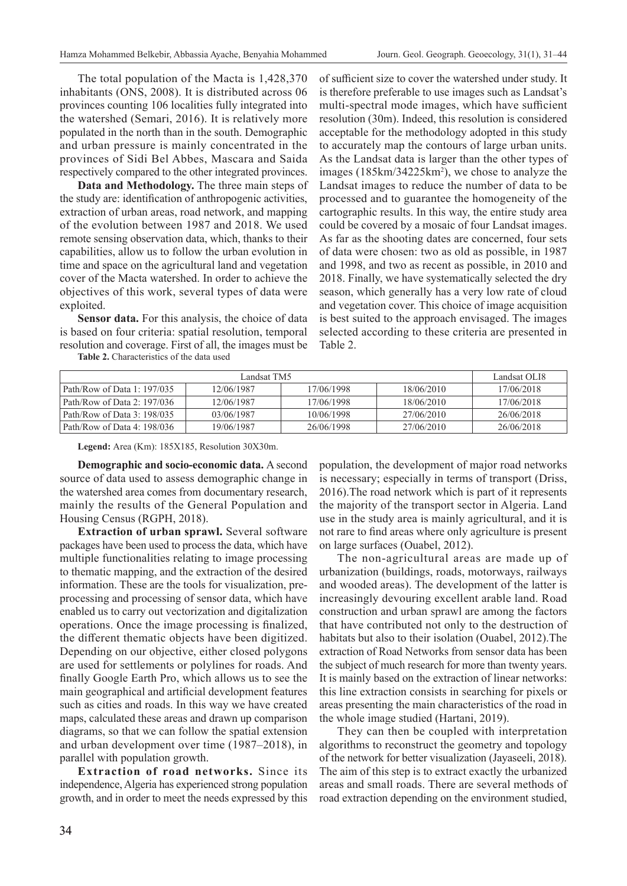The total population of the Macta is 1,428,370 inhabitants (ONS, 2008). It is distributed across 06 provinces counting 106 localities fully integrated into the watershed (Semari, 2016). It is relatively more populated in the north than in the south. Demographic and urban pressure is mainly concentrated in the provinces of Sidi Bel Abbes, Mascara and Saida respectively compared to the other integrated provinces.

**Data and Methodology.** The three main steps of the study are: identification of anthropogenic activities, extraction of urban areas, road network, and mapping of the evolution between 1987 and 2018. We used remote sensing observation data, which, thanks to their capabilities, allow us to follow the urban evolution in time and space on the agricultural land and vegetation cover of the Macta watershed. In order to achieve the objectives of this work, several types of data were exploited.

**Sensor data.** For this analysis, the choice of data is based on four criteria: spatial resolution, temporal resolution and coverage. First of all, the images must be of sufficient size to cover the watershed under study. It is therefore preferable to use images such as Landsat's multi-spectral mode images, which have sufficient resolution (30m). Indeed, this resolution is considered acceptable for the methodology adopted in this study to accurately map the contours of large urban units. As the Landsat data is larger than the other types of images (185km/34225km$^2$), we chose to analyze the Landsat images to reduce the number of data to be processed and to guarantee the homogeneity of the cartographic results. In this way, the entire study area could be covered by a mosaic of four Landsat images. As far as the shooting dates are concerned, four sets of data were chosen: two as old as possible, in 1987 and 1998, and two as recent as possible, in 2010 and 2018. Finally, we have systematically selected the dry season, which generally has a very low rate of cloud and vegetation cover. This choice of image acquisition is best suited to the approach envisaged. The images selected according to these criteria are presented in Table 2.

**Table 2.** Characteristics of the data used

| Landsat TM5 | | | | Landsat OLI8 |
|---|---|---|---|---|
| Path/Row of Data 1: 197/035 | 12/06/1987 | 17/06/1998 | 18/06/2010 | 17/06/2018 |
| Path/Row of Data 2: 197/036 | 12/06/1987 | 17/06/1998 | 18/06/2010 | 17/06/2018 |
| Path/Row of Data 3: 198/035 | 03/06/1987 | 10/06/1998 | 27/06/2010 | 26/06/2018 |
| Path/Row of Data 4: 198/036 | 19/06/1987 | 26/06/1998 | 27/06/2010 | 26/06/2018 |

**Legend:** Area (Km): 185X185, Resolution 30X30m.

**Demographic and socio-economic data.** A second source of data used to assess demographic change in the watershed area comes from documentary research, mainly the results of the General Population and Housing Census (RGPH, 2018).

**Extraction of urban sprawl.** Several software packages have been used to process the data, which have multiple functionalities relating to image processing to thematic mapping, and the extraction of the desired information. These are the tools for visualization, pre-processing and processing of sensor data, which have enabled us to carry out vectorization and digitalization operations. Once the image processing is finalized, the different thematic objects have been digitized. Depending on our objective, either closed polygons are used for settlements or polylines for roads. And finally Google Earth Pro, which allows us to see the main geographical and artificial development features such as cities and roads. In this way we have created maps, calculated these areas and drawn up comparison diagrams, so that we can follow the spatial extension and urban development over time (1987–2018), in parallel with population growth.

**Extraction of road networks.** Since its independence, Algeria has experienced strong population growth, and in order to meet the needs expressed by this population, the development of major road networks is necessary; especially in terms of transport (Driss, 2016).The road network which is part of it represents the majority of the transport sector in Algeria. Land use in the study area is mainly agricultural, and it is not rare to find areas where only agriculture is present on large surfaces (Ouabel, 2012).

The non-agricultural areas are made up of urbanization (buildings, roads, motorways, railways and wooded areas). The development of the latter is increasingly devouring excellent arable land. Road construction and urban sprawl are among the factors that have contributed not only to the destruction of habitats but also to their isolation (Ouabel, 2012).The extraction of Road Networks from sensor data has been the subject of much research for more than twenty years. It is mainly based on the extraction of linear networks: this line extraction consists in searching for pixels or areas presenting the main characteristics of the road in the whole image studied (Hartani, 2019).

They can then be coupled with interpretation algorithms to reconstruct the geometry and topology of the network for better visualization (Jayaseeli, 2018). The aim of this step is to extract exactly the urbanized areas and small roads. There are several methods of road extraction depending on the environment studied,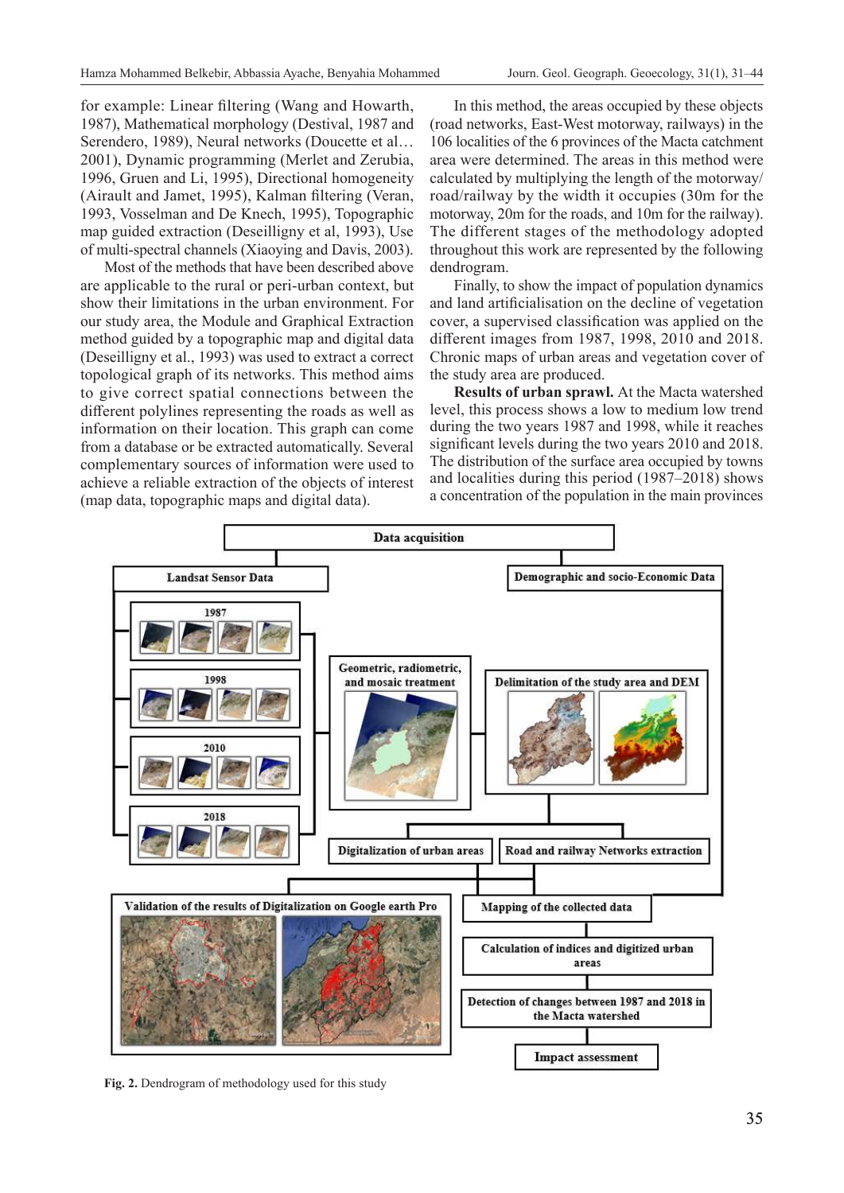for example: Linear filtering (Wang and Howarth, 1987), Mathematical morphology (Destival, 1987 and Serendero, 1989), Neural networks (Doucette et al… 2001), Dynamic programming (Merlet and Zerubia, 1996, Gruen and Li, 1995), Directional homogeneity (Airault and Jamet, 1995), Kalman filtering (Veran, 1993, Vosselman and De Knech, 1995), Topographic map guided extraction (Deseilligny et al, 1993), Use of multi-spectral channels (Xiaoying and Davis, 2003).

Most of the methods that have been described above are applicable to the rural or peri-urban context, but show their limitations in the urban environment. For our study area, the Module and Graphical Extraction method guided by a topographic map and digital data (Deseilligny et al., 1993) was used to extract a correct topological graph of its networks. This method aims to give correct spatial connections between the different polylines representing the roads as well as information on their location. This graph can come from a database or be extracted automatically. Several complementary sources of information were used to achieve a reliable extraction of the objects of interest (map data, topographic maps and digital data).

In this method, the areas occupied by these objects (road networks, East-West motorway, railways) in the 106 localities of the 6 provinces of the Macta catchment area were determined. The areas in this method were calculated by multiplying the length of the motorway/road/railway by the width it occupies (30m for the motorway, 20m for the roads, and 10m for the railway). The different stages of the methodology adopted throughout this work are represented by the following dendrogram.

Finally, to show the impact of population dynamics and land artificialisation on the decline of vegetation cover, a supervised classification was applied on the different images from 1987, 1998, 2010 and 2018. Chronic maps of urban areas and vegetation cover of the study area are produced.

**Results of urban sprawl.** At the Macta watershed level, this process shows a low to medium low trend during the two years 1987 and 1998, while it reaches significant levels during the two years 2010 and 2018. The distribution of the surface area occupied by towns and localities during this period (1987–2018) shows a concentration of the population in the main provinces

**Fig. 2.** Dendrogram of methodology used for this study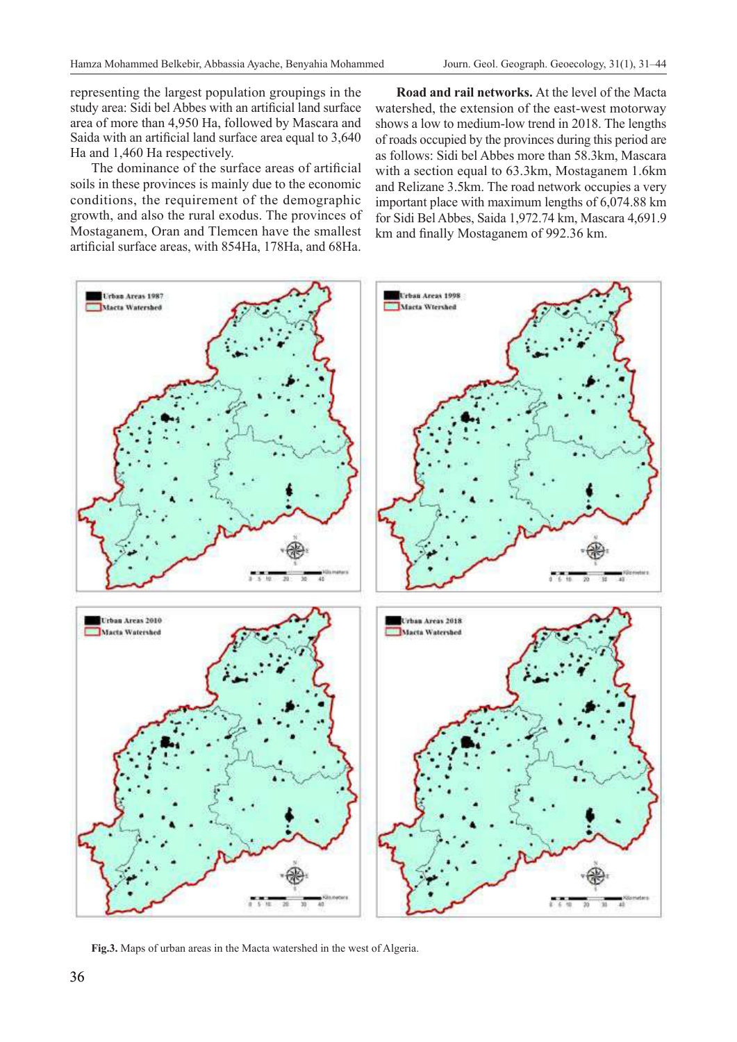representing the largest population groupings in the study area: Sidi bel Abbes with an artificial land surface area of more than 4,950 Ha, followed by Mascara and Saida with an artificial land surface area equal to 3,640 Ha and 1,460 Ha respectively.

The dominance of the surface areas of artificial soils in these provinces is mainly due to the economic conditions, the requirement of the demographic growth, and also the rural exodus. The provinces of Mostaganem, Oran and Tlemcen have the smallest artificial surface areas, with 854Ha, 178Ha, and 68Ha.

**Road and rail networks.** At the level of the Macta watershed, the extension of the east-west motorway shows a low to medium-low trend in 2018. The lengths of roads occupied by the provinces during this period are as follows: Sidi bel Abbes more than 58.3km, Mascara with a section equal to 63.3km, Mostaganem 1.6km and Relizane 3.5km. The road network occupies a very important place with maximum lengths of 6,074.88 km for Sidi Bel Abbes, Saida 1,972.74 km, Mascara 4,691.9 km and finally Mostaganem of 992.36 km.

**Fig.3.** Maps of urban areas in the Macta watershed in the west of Algeria.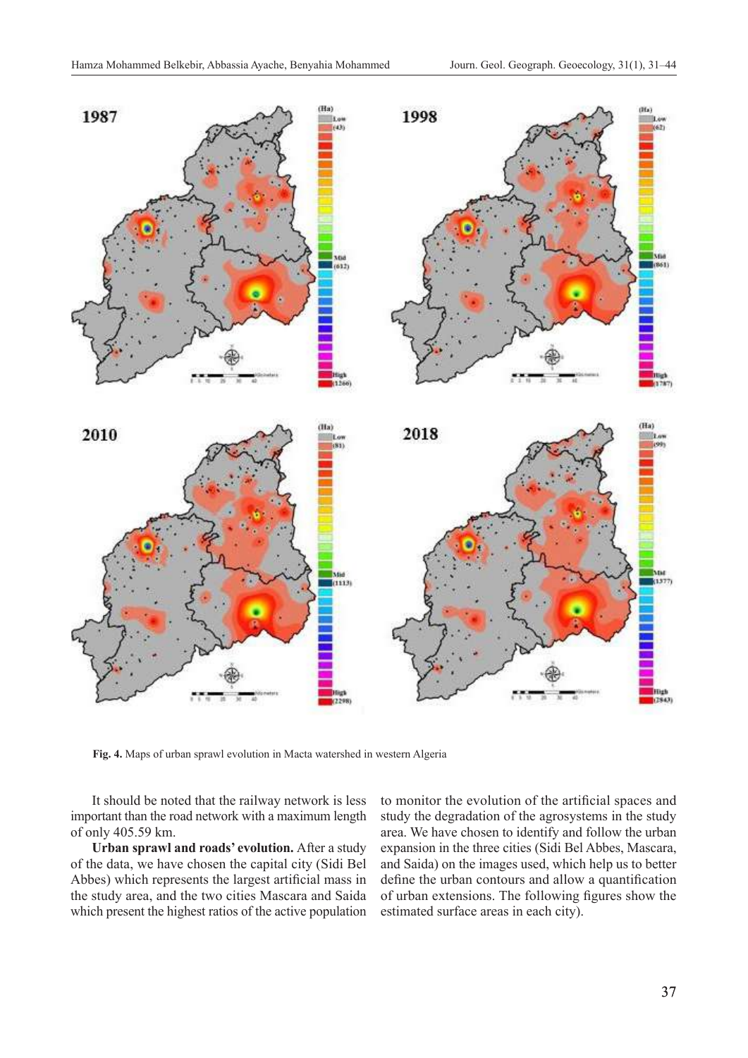**Fig. 4.** Maps of urban sprawl evolution in Macta watershed in western Algeria

It should be noted that the railway network is less important than the road network with a maximum length of only 405.59 km.

**Urban sprawl and roads' evolution.** After a study of the data, we have chosen the capital city (Sidi Bel Abbes) which represents the largest artificial mass in the study area, and the two cities Mascara and Saida which present the highest ratios of the active population to monitor the evolution of the artificial spaces and study the degradation of the agrosystems in the study area. We have chosen to identify and follow the urban expansion in the three cities (Sidi Bel Abbes, Mascara, and Saida) on the images used, which help us to better define the urban contours and allow a quantification of urban extensions. The following figures show the estimated surface areas in each city).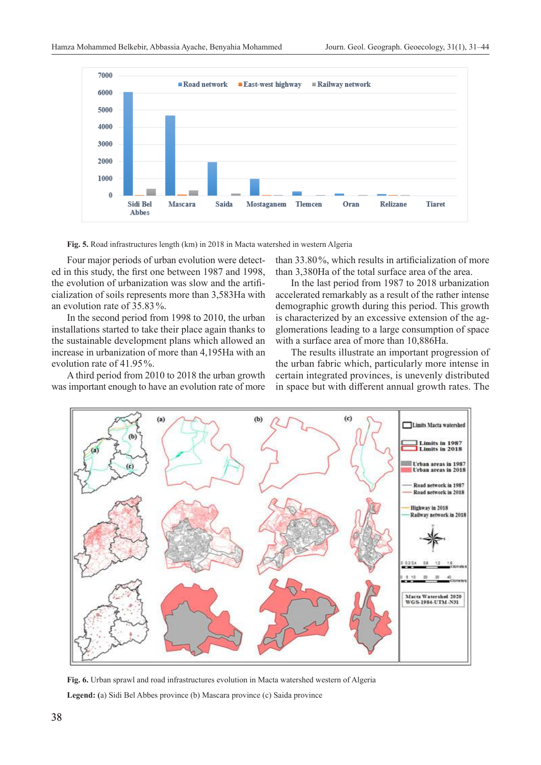Fig. 5. Road infrastructures length (km) in 2018 in Macta watershed in western Algeria

Four major periods of urban evolution were detected in this study, the first one between 1987 and 1998, the evolution of urbanization was slow and the artificialization of soils represents more than 3,583Ha with an evolution rate of 35.83%.

In the second period from 1998 to 2010, the urban installations started to take their place again thanks to the sustainable development plans which allowed an increase in urbanization of more than 4,195Ha with an evolution rate of 41.95%.

A third period from 2010 to 2018 the urban growth was important enough to have an evolution rate of more than 33.80%, which results in artificialization of more than 3,380Ha of the total surface area of the area.

In the last period from 1987 to 2018 urbanization accelerated remarkably as a result of the rather intense demographic growth during this period. This growth is characterized by an excessive extension of the agglomerations leading to a large consumption of space with a surface area of more than 10,886Ha.

The results illustrate an important progression of the urban fabric which, particularly more intense in certain integrated provinces, is unevenly distributed in space but with different annual growth rates. The

Fig. 6. Urban sprawl and road infrastructures evolution in Macta watershed western of Algeria

**Legend:** (a) Sidi Bel Abbes province (b) Mascara province (c) Saida province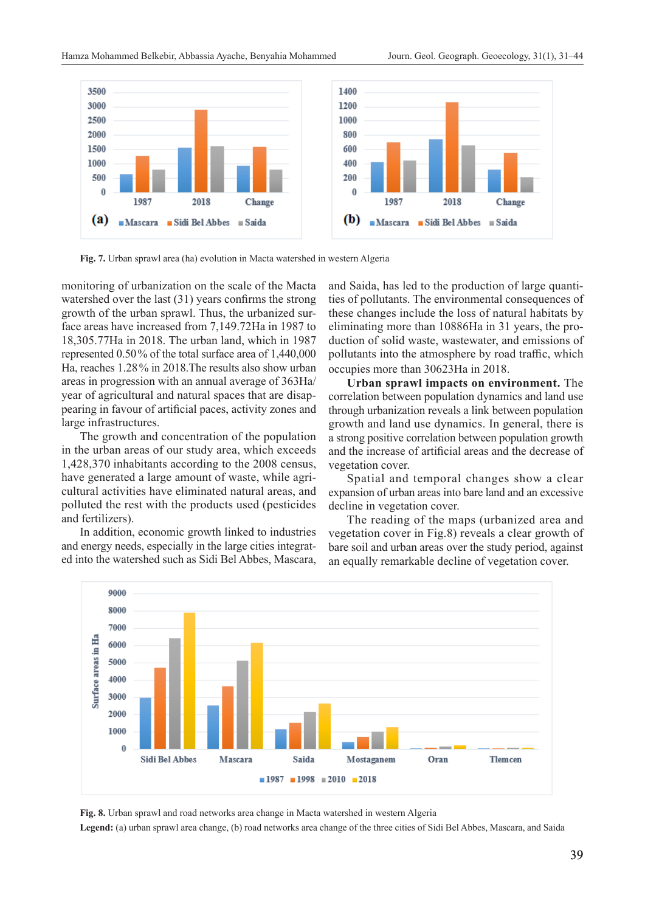Fig. 7. Urban sprawl area (ha) evolution in Macta watershed in western Algeria

monitoring of urbanization on the scale of the Macta watershed over the last (31) years confirms the strong growth of the urban sprawl. Thus, the urbanized surface areas have increased from 7,149.72Ha in 1987 to 18,305.77Ha in 2018. The urban land, which in 1987 represented 0.50% of the total surface area of 1,440,000 Ha, reaches 1.28% in 2018.The results also show urban areas in progression with an annual average of 363Ha/year of agricultural and natural spaces that are disappearing in favour of artificial paces, activity zones and large infrastructures.

The growth and concentration of the population in the urban areas of our study area, which exceeds 1,428,370 inhabitants according to the 2008 census, have generated a large amount of waste, while agricultural activities have eliminated natural areas, and polluted the rest with the products used (pesticides and fertilizers).

In addition, economic growth linked to industries and energy needs, especially in the large cities integrated into the watershed such as Sidi Bel Abbes, Mascara, and Saida, has led to the production of large quantities of pollutants. The environmental consequences of these changes include the loss of natural habitats by eliminating more than 10886Ha in 31 years, the production of solid waste, wastewater, and emissions of pollutants into the atmosphere by road traffic, which occupies more than 30623Ha in 2018.

**Urban sprawl impacts on environment.** The correlation between population dynamics and land use through urbanization reveals a link between population growth and land use dynamics. In general, there is a strong positive correlation between population growth and the increase of artificial areas and the decrease of vegetation cover.

Spatial and temporal changes show a clear expansion of urban areas into bare land and an excessive decline in vegetation cover.

The reading of the maps (urbanized area and vegetation cover in Fig.8) reveals a clear growth of bare soil and urban areas over the study period, against an equally remarkable decline of vegetation cover.

Fig. 8. Urban sprawl and road networks area change in Macta watershed in western Algeria
**Legend:** (a) urban sprawl area change, (b) road networks area change of the three cities of Sidi Bel Abbes, Mascara, and Saida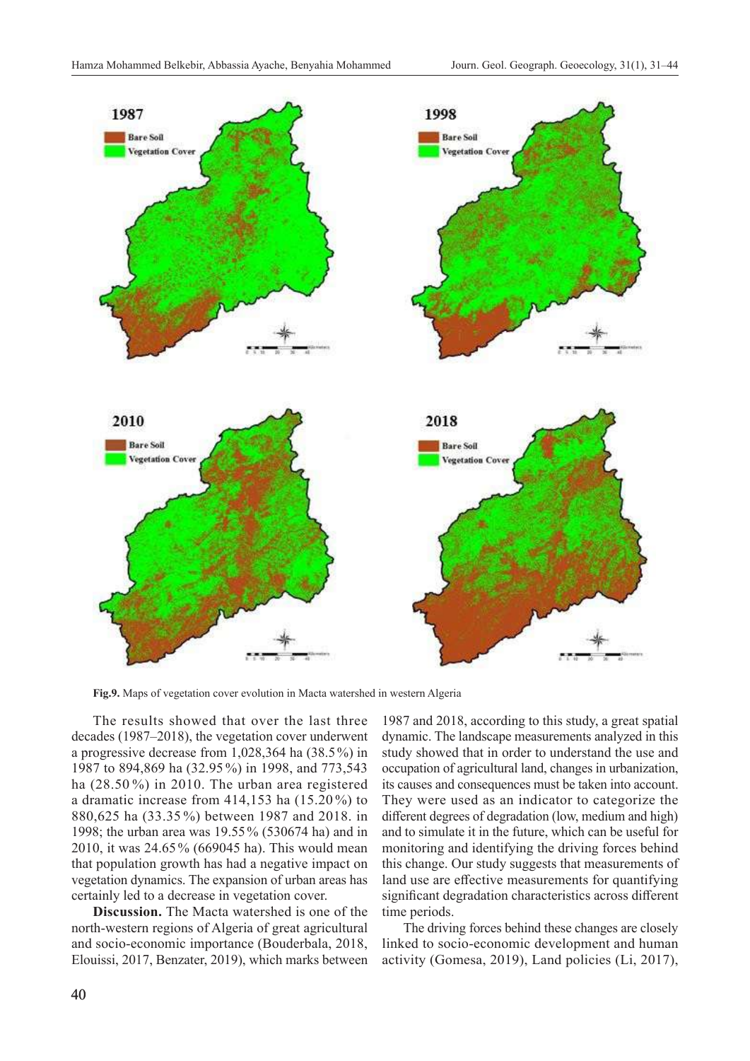**Fig.9.** Maps of vegetation cover evolution in Macta watershed in western Algeria

The results showed that over the last three decades (1987–2018), the vegetation cover underwent a progressive decrease from 1,028,364 ha (38.5%) in 1987 to 894,869 ha (32.95%) in 1998, and 773,543 ha (28.50%) in 2010. The urban area registered a dramatic increase from 414,153 ha (15.20%) to 880,625 ha (33.35%) between 1987 and 2018. in 1998; the urban area was 19.55% (530674 ha) and in 2010, it was 24.65% (669045 ha). This would mean that population growth has had a negative impact on vegetation dynamics. The expansion of urban areas has certainly led to a decrease in vegetation cover.

**Discussion.** The Macta watershed is one of the north-western regions of Algeria of great agricultural and socio-economic importance (Bouderbala, 2018, Elouissi, 2017, Benzater, 2019), which marks between 1987 and 2018, according to this study, a great spatial dynamic. The landscape measurements analyzed in this study showed that in order to understand the use and occupation of agricultural land, changes in urbanization, its causes and consequences must be taken into account. They were used as an indicator to categorize the different degrees of degradation (low, medium and high) and to simulate it in the future, which can be useful for monitoring and identifying the driving forces behind this change. Our study suggests that measurements of land use are effective measurements for quantifying significant degradation characteristics across different time periods.

The driving forces behind these changes are closely linked to socio-economic development and human activity (Gomesa, 2019), Land policies (Li, 2017),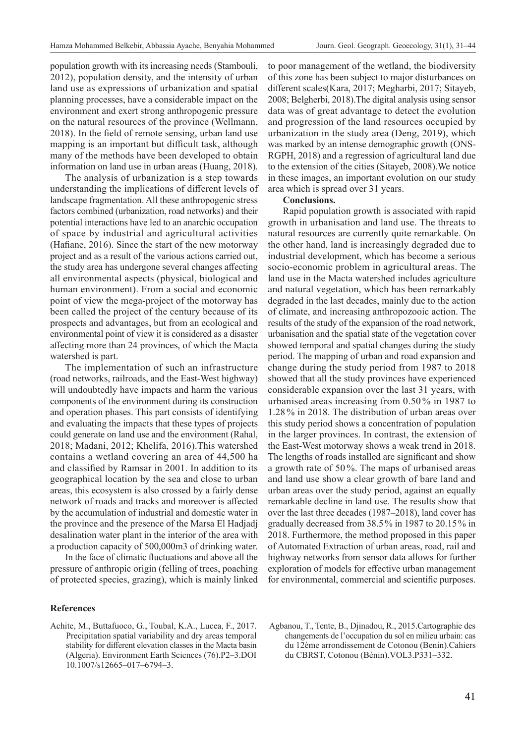population growth with its increasing needs (Stambouli, 2012), population density, and the intensity of urban land use as expressions of urbanization and spatial planning processes, have a considerable impact on the environment and exert strong anthropogenic pressure on the natural resources of the province (Wellmann, 2018). In the field of remote sensing, urban land use mapping is an important but difficult task, although many of the methods have been developed to obtain information on land use in urban areas (Huang, 2018).

The analysis of urbanization is a step towards understanding the implications of different levels of landscape fragmentation. All these anthropogenic stress factors combined (urbanization, road networks) and their potential interactions have led to an anarchic occupation of space by industrial and agricultural activities (Hafiane, 2016). Since the start of the new motorway project and as a result of the various actions carried out, the study area has undergone several changes affecting all environmental aspects (physical, biological and human environment). From a social and economic point of view the mega-project of the motorway has been called the project of the century because of its prospects and advantages, but from an ecological and environmental point of view it is considered as a disaster affecting more than 24 provinces, of which the Macta watershed is part.

The implementation of such an infrastructure (road networks, railroads, and the East-West highway) will undoubtedly have impacts and harm the various components of the environment during its construction and operation phases. This part consists of identifying and evaluating the impacts that these types of projects could generate on land use and the environment (Rahal, 2018; Madani, 2012; Khelifa, 2016).This watershed contains a wetland covering an area of 44,500 ha and classified by Ramsar in 2001. In addition to its geographical location by the sea and close to urban areas, this ecosystem is also crossed by a fairly dense network of roads and tracks and moreover is affected by the accumulation of industrial and domestic water in the province and the presence of the Marsa El Hadjadj desalination water plant in the interior of the area with a production capacity of 500,000m3 of drinking water.

In the face of climatic fluctuations and above all the pressure of anthropic origin (felling of trees, poaching of protected species, grazing), which is mainly linked to poor management of the wetland, the biodiversity of this zone has been subject to major disturbances on different scales(Kara, 2017; Megharbi, 2017; Sitayeb, 2008; Belgherbi, 2018).The digital analysis using sensor data was of great advantage to detect the evolution and progression of the land resources occupied by urbanization in the study area (Deng, 2019), which was marked by an intense demographic growth (ONS-RGPH, 2018) and a regression of agricultural land due to the extension of the cities (Sitayeb, 2008).We notice in these images, an important evolution on our study area which is spread over 31 years.

**Conclusions.**

Rapid population growth is associated with rapid growth in urbanisation and land use. The threats to natural resources are currently quite remarkable. On the other hand, land is increasingly degraded due to industrial development, which has become a serious socio-economic problem in agricultural areas. The land use in the Macta watershed includes agriculture and natural vegetation, which has been remarkably degraded in the last decades, mainly due to the action of climate, and increasing anthropozooic action. The results of the study of the expansion of the road network, urbanisation and the spatial state of the vegetation cover showed temporal and spatial changes during the study period. The mapping of urban and road expansion and change during the study period from 1987 to 2018 showed that all the study provinces have experienced considerable expansion over the last 31 years, with urbanised areas increasing from 0.50% in 1987 to 1.28% in 2018. The distribution of urban areas over this study period shows a concentration of population in the larger provinces. In contrast, the extension of the East-West motorway shows a weak trend in 2018. The lengths of roads installed are significant and show a growth rate of 50%. The maps of urbanised areas and land use show a clear growth of bare land and urban areas over the study period, against an equally remarkable decline in land use. The results show that over the last three decades (1987–2018), land cover has gradually decreased from 38.5% in 1987 to 20.15% in 2018. Furthermore, the method proposed in this paper of Automated Extraction of urban areas, road, rail and highway networks from sensor data allows for further exploration of models for effective urban management for environmental, commercial and scientific purposes.

## References

Achite, M., Buttafuoco, G., Toubal, K.A., Lucea, F., 2017. Precipitation spatial variability and dry areas temporal stability for different elevation classes in the Macta basin (Algeria). Environment Earth Sciences (76).P2–3.DOI 10.1007/s12665–017–6794–3.

Agbanou, T., Tente, B., Djinadou, R., 2015.Cartographie des changements de l'occupation du sol en milieu urbain: cas du 12ème arrondissement de Cotonou (Benin).Cahiers du CBRST, Cotonou (Bénin).VOL3.P331–332.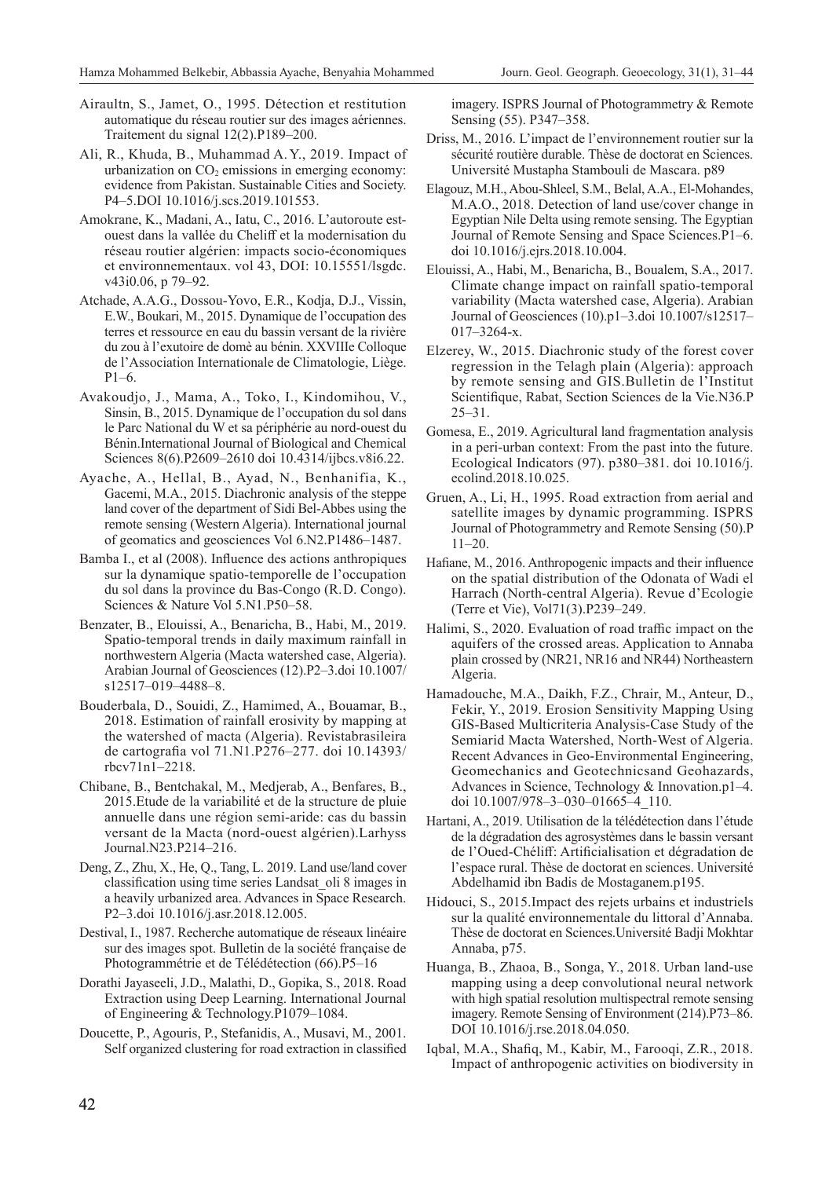Airaultn, S., Jamet, O., 1995. Détection et restitution automatique du réseau routier sur des images aériennes. Traitement du signal 12(2).P189–200.

Ali, R., Khuda, B., Muhammad A.Y., 2019. Impact of urbanization on $CO_2$ emissions in emerging economy: evidence from Pakistan. Sustainable Cities and Society. P4–5.DOI 10.1016/j.scs.2019.101553.

Amokrane, K., Madani, A., Iatu, C., 2016. L'autoroute est-ouest dans la vallée du Cheliff et la modernisation du réseau routier algérien: impacts socio-économiques et environnementaux. vol 43, DOI: 10.15551/lsgdc. v43i0.06, p 79–92.

Atchade, A.A.G., Dossou-Yovo, E.R., Kodja, D.J., Vissin, E.W., Boukari, M., 2015. Dynamique de l'occupation des terres et ressource en eau du bassin versant de la rivière du zou à l'exutoire de domè au bénin. XXVIIIe Colloque de l'Association Internationale de Climatologie, Liège. P1–6.

Avakoudjo, J., Mama, A., Toko, I., Kindomihou, V., Sinsin, B., 2015. Dynamique de l'occupation du sol dans le Parc National du W et sa périphérie au nord-ouest du Bénin.International Journal of Biological and Chemical Sciences 8(6).P2609–2610 doi 10.4314/ijbcs.v8i6.22.

Ayache, A., Hellal, B., Ayad, N., Benhanifia, K., Gacemi, M.A., 2015. Diachronic analysis of the steppe land cover of the department of Sidi Bel-Abbes using the remote sensing (Western Algeria). International journal of geomatics and geosciences Vol 6.N2.P1486–1487.

Bamba I., et al (2008). Influence des actions anthropiques sur la dynamique spatio-temporelle de l'occupation du sol dans la province du Bas-Congo (R.D. Congo). Sciences & Nature Vol 5.N1.P50–58.

Benzater, B., Elouissi, A., Benaricha, B., Habi, M., 2019. Spatio-temporal trends in daily maximum rainfall in northwestern Algeria (Macta watershed case, Algeria). Arabian Journal of Geosciences (12).P2–3.doi 10.1007/ s12517–019–4488–8.

Bouderbala, D., Souidi, Z., Hamimed, A., Bouamar, B., 2018. Estimation of rainfall erosivity by mapping at the watershed of macta (Algeria). Revistabrasileira de cartografia vol 71.N1.P.276–277. doi 10.14393/ rbcv71n1–2218.

Chibane, B., Bentchakal, M., Medjerab, A., Benfares, B., 2015.Etude de la variabilité et de la structure de pluie annuelle dans une région semi-aride: cas du bassin versant de la Macta (nord-ouest algérien).Larhyss Journal.N23.P214–216.

Deng, Z., Zhu, X., He, Q., Tang, L. 2019. Land use/land cover classification using time series Landsat_oli 8 images in a heavily urbanized area. Advances in Space Research. P2–3.doi 10.1016/j.asr.2018.12.005.

Destival, I., 1987. Recherche automatique de réseaux linéaire sur des images spot. Bulletin de la société française de Photogrammétrie et de Télédétection (66).P5–16

Dorathi Jayaseeli, J.D., Malathi, D., Gopika, S., 2018. Road Extraction using Deep Learning. International Journal of Engineering & Technology.P1079–1084.

Doucette, P., Agouris, P., Stefanidis, A., Musavi, M., 2001. Self organized clustering for road extraction in classified imagery. ISPRS Journal of Photogrammetry & Remote Sensing (55). P347–358.

Driss, M., 2016. L'impact de l'environnement routier sur la sécurité routière durable. Thèse de doctorat en Sciences. Université Mustapha Stambouli de Mascara. p89

Elagouz, M.H., Abou-Shleel, S.M., Belal, A.A., El-Mohandes, M.A.O., 2018. Detection of land use/cover change in Egyptian Nile Delta using remote sensing. The Egyptian Journal of Remote Sensing and Space Sciences.P1–6. doi 10.1016/j.ejrs.2018.10.004.

Elouissi, A., Habi, M., Benaricha, B., Boualem, S.A., 2017. Climate change impact on rainfall spatio-temporal variability (Macta watershed case, Algeria). Arabian Journal of Geosciences (10).p1–3.doi 10.1007/s12517–017–3264-x.

Elzerey, W., 2015. Diachronic study of the forest cover regression in the Telagh plain (Algeria): approach by remote sensing and GIS.Bulletin de l'Institut Scientifique, Rabat, Section Sciences de la Vie.N36.P 25–31.

Gomesa, E., 2019. Agricultural land fragmentation analysis in a peri-urban context: From the past into the future. Ecological Indicators (97). p380–381. doi 10.1016/j. ecolind.2018.10.025.

Gruen, A., Li, H., 1995. Road extraction from aerial and satellite images by dynamic programming. ISPRS Journal of Photogrammetry and Remote Sensing (50).P 11–20.

Hafiane, M., 2016. Anthropogenic impacts and their influence on the spatial distribution of the Odonata of Wadi el Harrach (North-central Algeria). Revue d'Ecologie (Terre et Vie), Vol71(3).P239–249.

Halimi, S., 2020. Evaluation of road traffic impact on the aquifers of the crossed areas. Application to Annaba plain crossed by (NR21, NR16 and NR44) Northeastern Algeria.

Hamadouche, M.A., Daikh, F.Z., Chrair, M., Anteur, D., Fekir, Y., 2019. Erosion Sensitivity Mapping Using GIS-Based Multicriteria Analysis-Case Study of the Semiarid Macta Watershed, North-West of Algeria. Recent Advances in Geo-Environmental Engineering, Geomechanics and Geotechnicsand Geohazards, Advances in Science, Technology & Innovation.p1–4. doi 10.1007/978–3–030–01665–4_110.

Hartani, A., 2019. Utilisation de la télédétection dans l'étude de la dégradation des agrosystèmes dans le bassin versant de l'Oued-Chéliff: Artificialisation et dégradation de l'espace rural. Thèse de doctorat en sciences. Université Abdelhamid ibn Badis de Mostaganem.p195.

Hidouci, S., 2015.Impact des rejets urbains et industriels sur la qualité environnementale du littoral d'Annaba. Thèse de doctorat en Sciences.Université Badji Mokhtar Annaba, p75.

Huanga, B., Zhaoa, B., Songa, Y., 2018. Urban land-use mapping using a deep convolutional neural network with high spatial resolution multispectral remote sensing imagery. Remote Sensing of Environment (214).P73–86. DOI 10.1016/j.rse.2018.04.050.

Iqbal, M.A., Shafiq, M., Kabir, M., Farooqi, Z.R., 2018. Impact of anthropogenic activities on biodiversity in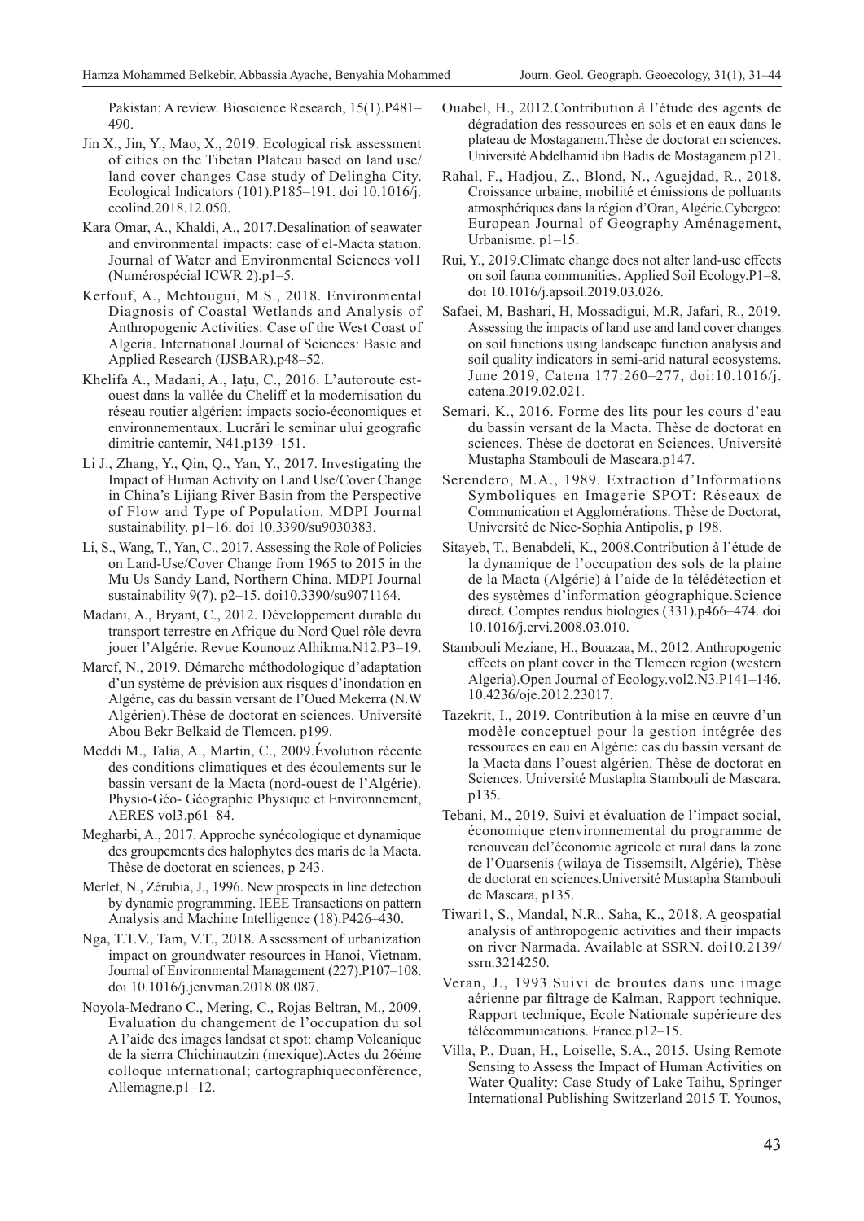Pakistan: A review. Bioscience Research, 15(1).P481–490.

Jin X., Jin, Y., Mao, X., 2019. Ecological risk assessment of cities on the Tibetan Plateau based on land use/land cover changes Case study of Delingha City. Ecological Indicators (101).P185–191. doi 10.1016/j.ecolind.2018.12.050.

Kara Omar, A., Khaldi, A., 2017.Desalination of seawater and environmental impacts: case of el-Macta station. Journal of Water and Environmental Sciences vol1 (Numérospécial ICWR 2).p1–5.

Kerfouf, A., Mehtougui, M.S., 2018. Environmental Diagnosis of Coastal Wetlands and Analysis of Anthropogenic Activities: Case of the West Coast of Algeria. International Journal of Sciences: Basic and Applied Research (IJSBAR).p48–52.

Khelifa A., Madani, A., Iațu, C., 2016. L'autoroute est-ouest dans la vallée du Cheliff et la modernisation du réseau routier algérien: impacts socio-économiques et environnementaux. Lucrări le seminar ului geografic dimitrie cantemir, N41.p139–151.

Li J., Zhang, Y., Qin, Q., Yan, Y., 2017. Investigating the Impact of Human Activity on Land Use/Cover Change in China's Lijiang River Basin from the Perspective of Flow and Type of Population. MDPI Journal sustainability. p1–16. doi 10.3390/su9030383.

Li, S., Wang, T., Yan, C., 2017. Assessing the Role of Policies on Land-Use/Cover Change from 1965 to 2015 in the Mu Us Sandy Land, Northern China. MDPI Journal sustainability 9(7). p2–15. doi10.3390/su9071164.

Madani, A., Bryant, C., 2012. Développement durable du transport terrestre en Afrique du Nord Quel rôle devra jouer l'Algérie. Revue Kounouz Alhikma.N12.P3–19.

Maref, N., 2019. Démarche méthodologique d'adaptation d'un système de prévision aux risques d'inondation en Algérie, cas du bassin versant de l'Oued Mekerra (N.W Algérien).Thèse de doctorat en sciences. Université Abou Bekr Belkaid de Tlemcen. p199.

Meddi M., Talia, A., Martin, C., 2009.Évolution récente des conditions climatiques et des écoulements sur le bassin versant de la Macta (nord-ouest de l'Algérie). Physio-Géo- Géographie Physique et Environnement, AERES vol3.p61–84.

Megharbi, A., 2017. Approche synécologique et dynamique des groupements des halophytes des maris de la Macta. Thèse de doctorat en sciences, p 243.

Merlet, N., Zérubia, J., 1996. New prospects in line detection by dynamic programming. IEEE Transactions on pattern Analysis and Machine Intelligence (18).P426–430.

Nga, T.T.V., Tam, V.T., 2018. Assessment of urbanization impact on groundwater resources in Hanoi, Vietnam. Journal of Environmental Management (227).P107–108. doi 10.1016/j.jenvman.2018.08.087.

Noyola-Medrano C., Mering, C., Rojas Beltran, M., 2009. Evaluation du changement de l'occupation du sol A l'aide des images landsat et spot: champ Volcanique de la sierra Chichinautzin (mexique).Actes du 26ème colloque international; cartographiqueconférence, Allemagne.p1–12.

Ouabel, H., 2012.Contribution à l'étude des agents de dégradation des ressources en sols et en eaux dans le plateau de Mostaganem.Thèse de doctorat en sciences. Université Abdelhamid ibn Badis de Mostaganem.p121.

Rahal, F., Hadjou, Z., Blond, N., Aguejdad, R., 2018. Croissance urbaine, mobilité et émissions de polluants atmosphériques dans la région d'Oran, Algérie.Cybergeo: European Journal of Geography Aménagement, Urbanisme. p1–15.

Rui, Y., 2019.Climate change does not alter land-use effects on soil fauna communities. Applied Soil Ecology.P1–8. doi 10.1016/j.apsoil.2019.03.026.

Safaei, M, Bashari, H, Mossadigui, M.R, Jafari, R., 2019. Assessing the impacts of land use and land cover changes on soil functions using landscape function analysis and soil quality indicators in semi-arid natural ecosystems. June 2019, Catena 177:260–277, doi:10.1016/j.catena.2019.02.021.

Semari, K., 2016. Forme des lits pour les cours d'eau du bassin versant de la Macta. Thèse de doctorat en sciences. Thèse de doctorat en Sciences. Université Mustapha Stambouli de Mascara.p147.

Serendero, M.A., 1989. Extraction d'Informations Symboliques en Imagerie SPOT: Réseaux de Communication et Agglomérations. Thèse de Doctorat, Université de Nice-Sophia Antipolis, p 198.

Sitayeb, T., Benabdeli, K., 2008.Contribution à l'étude de la dynamique de l'occupation des sols de la plaine de la Macta (Algérie) à l'aide de la télédétection et des systèmes d'information géographique.Science direct. Comptes rendus biologies (331).p466–474. doi 10.1016/j.crvi.2008.03.010.

Stambouli Meziane, H., Bouazaa, M., 2012. Anthropogenic effects on plant cover in the Tlemcen region (western Algeria).Open Journal of Ecology.vol2.N3.P141–146. 10.4236/oje.2012.23017.

Tazekrit, I., 2019. Contribution à la mise en œuvre d'un modèle conceptuel pour la gestion intégrée des ressources en eau en Algérie: cas du bassin versant de la Macta dans l'ouest algérien. Thèse de doctorat en Sciences. Université Mustapha Stambouli de Mascara. p135.

Tebani, M., 2019. Suivi et évaluation de l'impact social, économique etenvironnemental du programme de renouveau del'économie agricole et rural dans la zone de l'Ouarsenis (wilaya de Tissemsilt, Algérie), Thèse de doctorat en sciences.Université Mustapha Stambouli de Mascara, p135.

Tiwari1, S., Mandal, N.R., Saha, K., 2018. A geospatial analysis of anthropogenic activities and their impacts on river Narmada. Available at SSRN. doi10.2139/ssrn.3214250.

Veran, J., 1993.Suivi de broutes dans une image aérienne par filtrage de Kalman, Rapport technique. Rapport technique, Ecole Nationale supérieure des télécommunications. France.p12–15.

Villa, P., Duan, H., Loiselle, S.A., 2015. Using Remote Sensing to Assess the Impact of Human Activities on Water Quality: Case Study of Lake Taihu, Springer International Publishing Switzerland 2015 T. Younos,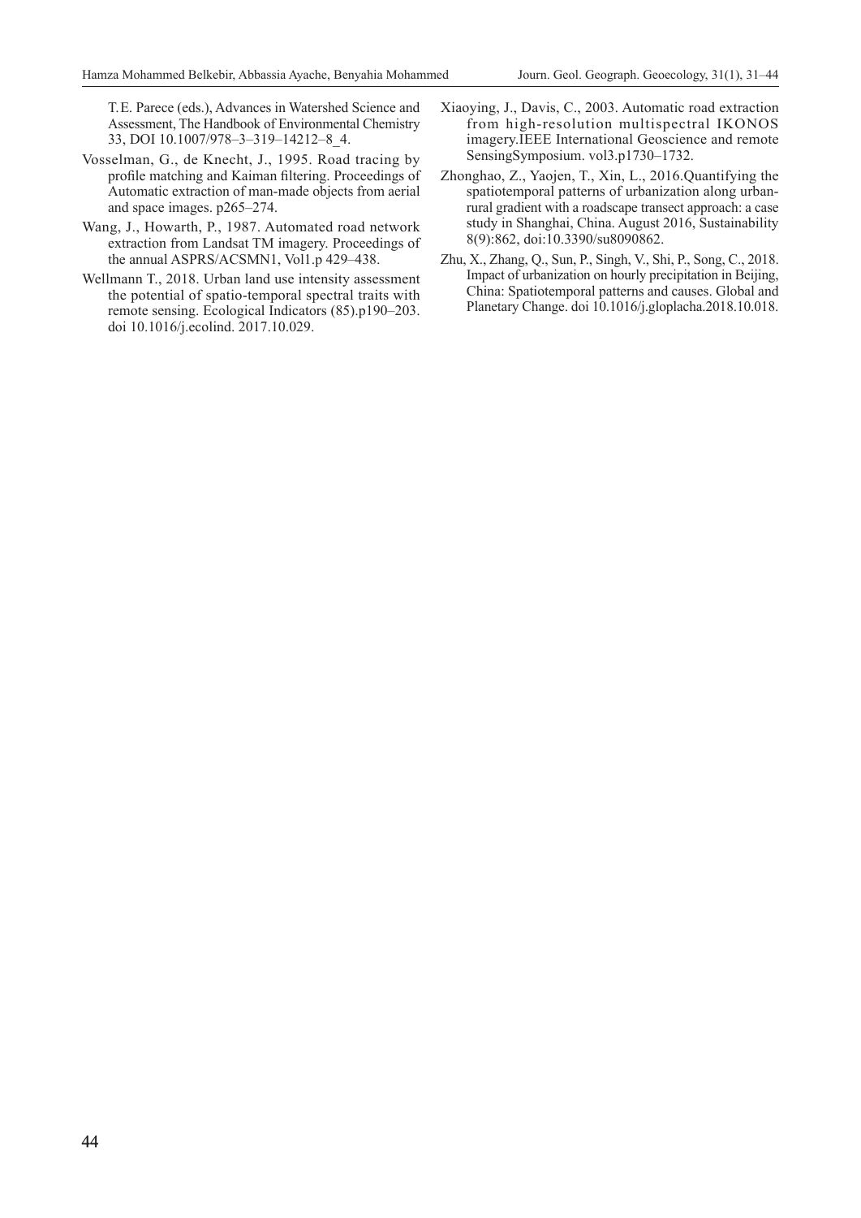T. E. Parece (eds.), Advances in Watershed Science and Assessment, The Handbook of Environmental Chemistry 33, DOI 10.1007/978–3–319–14212–8_4.

Vosselman, G., de Knecht, J., 1995. Road tracing by profile matching and Kaiman filtering. Proceedings of Automatic extraction of man-made objects from aerial and space images. p265–274.

Wang, J., Howarth, P., 1987. Automated road network extraction from Landsat TM imagery. Proceedings of the annual ASPRS/ACSMN1, Vol1.p 429–438.

Wellmann T., 2018. Urban land use intensity assessment the potential of spatio-temporal spectral traits with remote sensing. Ecological Indicators (85).p190–203. doi 10.1016/j.ecolind. 2017.10.029.

Xiaoying, J., Davis, C., 2003. Automatic road extraction from high-resolution multispectral IKONOS imagery.IEEE International Geoscience and remote SensingSymposium. vol3.p1730–1732.

Zhonghao, Z., Yaojen, T., Xin, L., 2016.Quantifying the spatiotemporal patterns of urbanization along urban-rural gradient with a roadscape transect approach: a case study in Shanghai, China. August 2016, Sustainability 8(9):862, doi:10.3390/su8090862.

Zhu, X., Zhang, Q., Sun, P., Singh, V., Shi, P., Song, C., 2018. Impact of urbanization on hourly precipitation in Beijing, China: Spatiotemporal patterns and causes. Global and Planetary Change. doi 10.1016/j.gloplacha.2018.10.018.